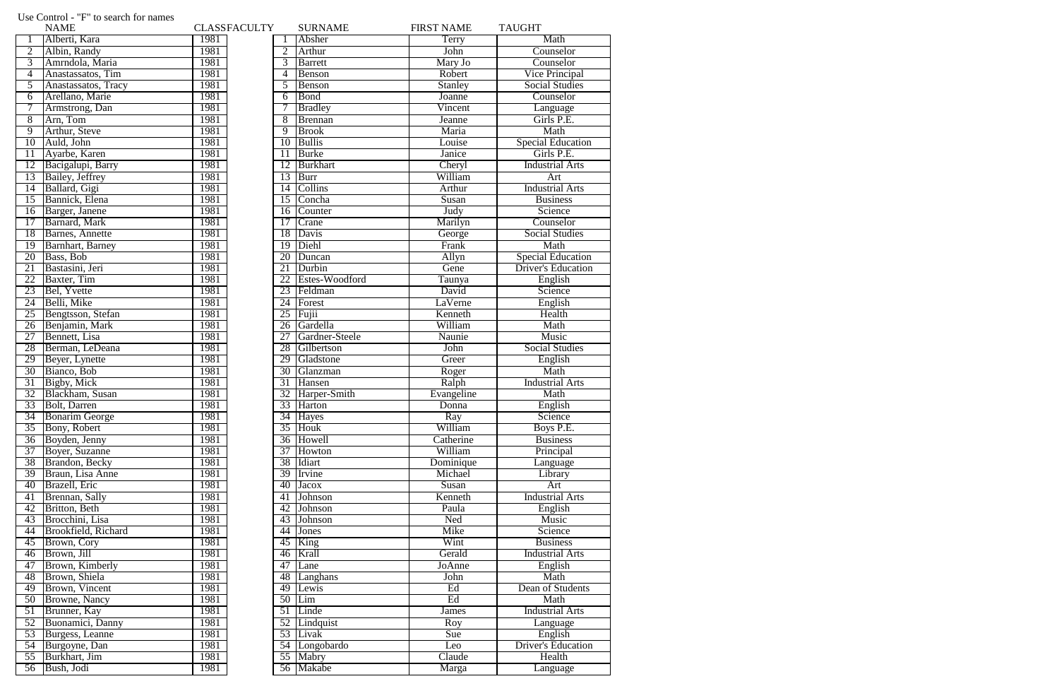Use Control - "F" to search for names

| | NAME | CLASS |
|---|---|---|
| 1 | Alberti, Kara | 1981 |
| 2 | Albin, Randy | 1981 |
| 3 | Amrndola, Maria | 1981 |
| 4 | Anastassatos, Tim | 1981 |
| 5 | Anastassatos, Tracy | 1981 |
| 6 | Arellano, Marie | 1981 |
| 7 | Armstrong, Dan | 1981 |
| 8 | Arn, Tom | 1981 |
| 9 | Arthur, Steve | 1981 |
| 10 | Auld, John | 1981 |
| 11 | Ayarbe, Karen | 1981 |
| 12 | Bacigalupi, Barry | 1981 |
| 13 | Bailey, Jeffrey | 1981 |
| 14 | Ballard, Gigi | 1981 |
| 15 | Bannick, Elena | 1981 |
| 16 | Barger, Janene | 1981 |
| 17 | Barnard, Mark | 1981 |
| 18 | Barnes, Annette | 1981 |
| 19 | Barnhart, Barney | 1981 |
| 20 | Bass, Bob | 1981 |
| 21 | Bastasini, Jeri | 1981 |
| 22 | Baxter, Tim | 1981 |
| 23 | Bel, Yvette | 1981 |
| 24 | Belli, Mike | 1981 |
| 25 | Bengtsson, Stefan | 1981 |
| 26 | Benjamin, Mark | 1981 |
| 27 | Bennett, Lisa | 1981 |
| 28 | Berman, LeDeana | 1981 |
| 29 | Beyer, Lynette | 1981 |
| 30 | Bianco, Bob | 1981 |
| 31 | Bigby, Mick | 1981 |
| 32 | Blackham, Susan | 1981 |
| 33 | Bolt, Darren | 1981 |
| 34 | Bonarim George | 1981 |
| 35 | Bony, Robert | 1981 |
| 36 | Boyden, Jenny | 1981 |
| 37 | Boyer, Suzanne | 1981 |
| 38 | Brandon, Becky | 1981 |
| 39 | Braun, Lisa Anne | 1981 |
| 40 | Brazell, Eric | 1981 |
| 41 | Brennan, Sally | 1981 |
| 42 | Britton, Beth | 1981 |
| 43 | Brocchini, Lisa | 1981 |
| 44 | Brookfield, Richard | 1981 |
| 45 | Brown, Cory | 1981 |
| 46 | Brown, Jill | 1981 |
| 47 | Brown, Kimberly | 1981 |
| 48 | Brown, Shiela | 1981 |
| 49 | Brown, Vincent | 1981 |
| 50 | Browne, Nancy | 1981 |
| 51 | Brunner, Kay | 1981 |
| 52 | Buonamici, Danny | 1981 |
| 53 | Burgess, Leanne | 1981 |
| 54 | Burgoyne, Dan | 1981 |
| 55 | Burkhart, Jim | 1981 |
| 56 | Bush, Jodi | 1981 |

FACULTY

| | SURNAME | FIRST NAME | TAUGHT |
|---|---|---|---|
| 1 | Absher | Terry | Math |
| 2 | Arthur | John | Counselor |
| 3 | Barrett | Mary Jo | Counselor |
| 4 | Benson | Robert | Vice Principal |
| 5 | Benson | Stanley | Social Studies |
| 6 | Bond | Joanne | Counselor |
| 7 | Bradley | Vincent | Language |
| 8 | Brennan | Jeanne | Girls P.E. |
| 9 | Brook | Maria | Math |
| 10 | Bullis | Louise | Special Education |
| 11 | Burke | Janice | Girls P.E. |
| 12 | Burkhart | Cheryl | Industrial Arts |
| 13 | Burr | William | Art |
| 14 | Collins | Arthur | Industrial Arts |
| 15 | Concha | Susan | Business |
| 16 | Counter | Judy | Science |
| 17 | Crane | Marilyn | Counselor |
| 18 | Davis | George | Social Studies |
| 19 | Diehl | Frank | Math |
| 20 | Duncan | Allyn | Special Education |
| 21 | Durbin | Gene | Driver's Education |
| 22 | Estes-Woodford | Taunya | English |
| 23 | Feldman | David | Science |
| 24 | Forest | LaVerne | English |
| 25 | Fujii | Kenneth | Health |
| 26 | Gardella | William | Math |
| 27 | Gardner-Steele | Naunie | Music |
| 28 | Gilbertson | John | Social Studies |
| 29 | Gladstone | Greer | English |
| 30 | Glanzman | Roger | Math |
| 31 | Hansen | Ralph | Industrial Arts |
| 32 | Harper-Smith | Evangeline | Math |
| 33 | Harton | Donna | English |
| 34 | Hayes | Ray | Science |
| 35 | Houk | William | Boys P.E. |
| 36 | Howell | Catherine | Business |
| 37 | Howton | William | Principal |
| 38 | Idiart | Dominique | Language |
| 39 | Irvine | Michael | Library |
| 40 | Jacox | Susan | Art |
| 41 | Johnson | Kenneth | Industrial Arts |
| 42 | Johnson | Paula | English |
| 43 | Johnson | Ned | Music |
| 44 | Jones | Mike | Science |
| 45 | King | Wint | Business |
| 46 | Krall | Gerald | Industrial Arts |
| 47 | Lane | JoAnne | English |
| 48 | Langhans | John | Math |
| 49 | Lewis | Ed | Dean of Students |
| 50 | Lim | Ed | Math |
| 51 | Linde | James | Industrial Arts |
| 52 | Lindquist | Roy | Language |
| 53 | Livak | Sue | English |
| 54 | Longobardo | Leo | Driver's Education |
| 55 | Mabry | Claude | Health |
| 56 | Makabe | Marga | Language |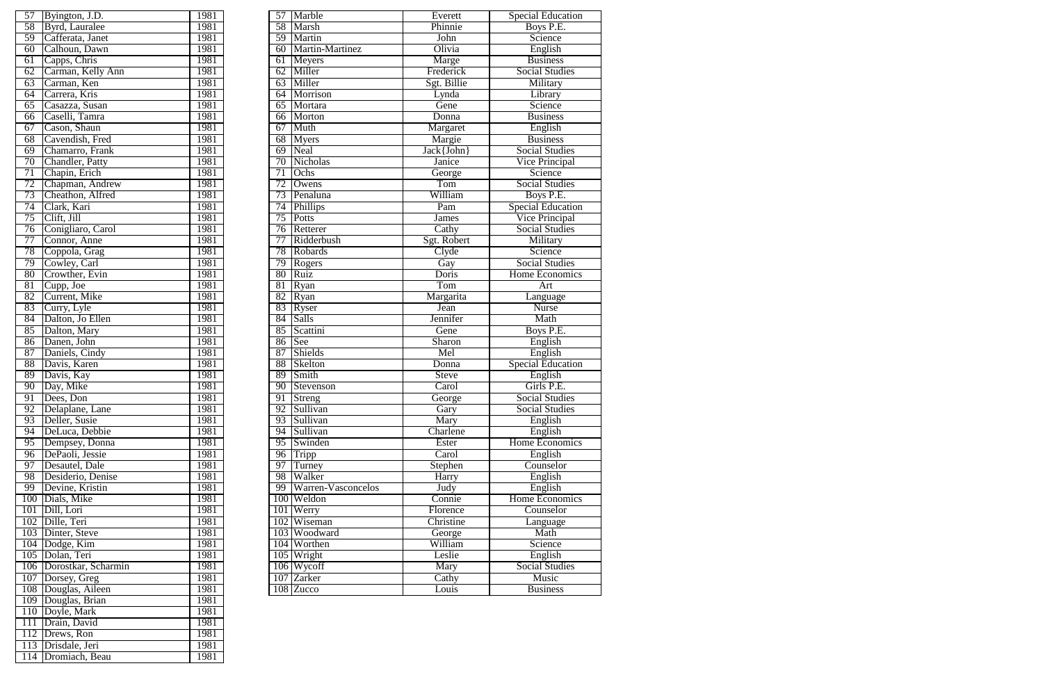| 57 | Byington, J.D. | 1981 |
|---|---|---|
| 58 | Byrd, Lauralee | 1981 |
| 59 | Cafferata, Janet | 1981 |
| 60 | Calhoun, Dawn | 1981 |
| 61 | Capps, Chris | 1981 |
| 62 | Carman, Kelly Ann | 1981 |
| 63 | Carman, Ken | 1981 |
| 64 | Carrera, Kris | 1981 |
| 65 | Casazza, Susan | 1981 |
| 66 | Caselli, Tamra | 1981 |
| 67 | Cason, Shaun | 1981 |
| 68 | Cavendish, Fred | 1981 |
| 69 | Chamarro, Frank | 1981 |
| 70 | Chandler, Patty | 1981 |
| 71 | Chapin, Erich | 1981 |
| 72 | Chapman, Andrew | 1981 |
| 73 | Cheathon, Alfred | 1981 |
| 74 | Clark, Kari | 1981 |
| 75 | Clift, Jill | 1981 |
| 76 | Conigliaro, Carol | 1981 |
| 77 | Connor, Anne | 1981 |
| 78 | Coppola, Grag | 1981 |
| 79 | Cowley, Carl | 1981 |
| 80 | Crowther, Evin | 1981 |
| 81 | Cupp, Joe | 1981 |
| 82 | Current, Mike | 1981 |
| 83 | Curry, Lyle | 1981 |
| 84 | Dalton, Jo Ellen | 1981 |
| 85 | Dalton, Mary | 1981 |
| 86 | Danen, John | 1981 |
| 87 | Daniels, Cindy | 1981 |
| 88 | Davis, Karen | 1981 |
| 89 | Davis, Kay | 1981 |
| 90 | Day, Mike | 1981 |
| 91 | Dees, Don | 1981 |
| 92 | Delaplane, Lane | 1981 |
| 93 | Deller, Susie | 1981 |
| 94 | DeLuca, Debbie | 1981 |
| 95 | Dempsey, Donna | 1981 |
| 96 | DePaoli, Jessie | 1981 |
| 97 | Desautel, Dale | 1981 |
| 98 | Desiderio, Denise | 1981 |
| 99 | Devine, Kristin | 1981 |
| 100 | Dials, Mike | 1981 |
| 101 | Dill, Lori | 1981 |
| 102 | Dille, Teri | 1981 |
| 103 | Dinter, Steve | 1981 |
| 104 | Dodge, Kim | 1981 |
| 105 | Dolan, Teri | 1981 |
| 106 | Dorostkar, Scharmin | 1981 |
| 107 | Dorsey, Greg | 1981 |
| 108 | Douglas, Aileen | 1981 |
| 109 | Douglas, Brian | 1981 |
| 110 | Doyle, Mark | 1981 |
| 111 | Drain, David | 1981 |
| 112 | Drews, Ron | 1981 |
| 113 | Drisdale, Jeri | 1981 |
| 114 | Dromiach, Beau | 1981 |

| 57 | Marble | Everett | Special Education |
|---|---|---|---|
| 58 | Marsh | Phinnie | Boys P.E. |
| 59 | Martin | John | Science |
| 60 | Martin-Martinez | Olivia | English |
| 61 | Meyers | Marge | Business |
| 62 | Miller | Frederick | Social Studies |
| 63 | Miller | Sgt. Billie | Military |
| 64 | Morrison | Lynda | Library |
| 65 | Mortara | Gene | Science |
| 66 | Morton | Donna | Business |
| 67 | Muth | Margaret | English |
| 68 | Myers | Margie | Business |
| 69 | Neal | Jack{John} | Social Studies |
| 70 | Nicholas | Janice | Vice Principal |
| 71 | Ochs | George | Science |
| 72 | Owens | Tom | Social Studies |
| 73 | Penaluna | William | Boys P.E. |
| 74 | Phillips | Pam | Special Education |
| 75 | Potts | James | Vice Principal |
| 76 | Retterer | Cathy | Social Studies |
| 77 | Ridderbush | Sgt. Robert | Military |
| 78 | Robards | Clyde | Science |
| 79 | Rogers | Gay | Social Studies |
| 80 | Ruiz | Doris | Home Economics |
| 81 | Ryan | Tom | Art |
| 82 | Ryan | Margarita | Language |
| 83 | Ryser | Jean | Nurse |
| 84 | Salls | Jennifer | Math |
| 85 | Scattini | Gene | Boys P.E. |
| 86 | See | Sharon | English |
| 87 | Shields | Mel | English |
| 88 | Skelton | Donna | Special Education |
| 89 | Smith | Steve | English |
| 90 | Stevenson | Carol | Girls P.E. |
| 91 | Streng | George | Social Studies |
| 92 | Sullivan | Gary | Social Studies |
| 93 | Sullivan | Mary | English |
| 94 | Sullivan | Charlene | English |
| 95 | Swinden | Ester | Home Economics |
| 96 | Tripp | Carol | English |
| 97 | Turney | Stephen | Counselor |
| 98 | Walker | Harry | English |
| 99 | Warren-Vasconcelos | Judy | English |
| 100 | Weldon | Connie | Home Economics |
| 101 | Werry | Florence | Counselor |
| 102 | Wiseman | Christine | Language |
| 103 | Woodward | George | Math |
| 104 | Worthen | William | Science |
| 105 | Wright | Leslie | English |
| 106 | Wycoff | Mary | Social Studies |
| 107 | Zarker | Cathy | Music |
| 108 | Zucco | Louis | Business |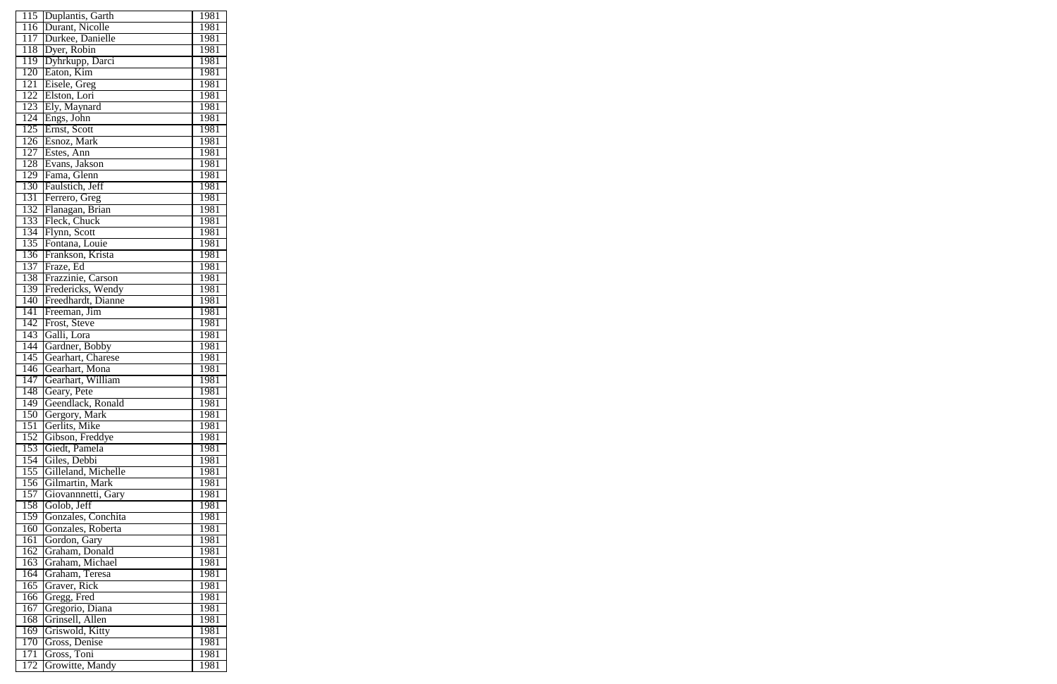| 115 | Duplantis, Garth | 1981 |
|---|---|---|
| 116 | Durant, Nicolle | 1981 |
| 117 | Durkee, Danielle | 1981 |
| 118 | Dyer, Robin | 1981 |
| 119 | Dyhrkupp, Darci | 1981 |
| 120 | Eaton, Kim | 1981 |
| 121 | Eisele, Greg | 1981 |
| 122 | Elston, Lori | 1981 |
| 123 | Ely, Maynard | 1981 |
| 124 | Engs, John | 1981 |
| 125 | Ernst, Scott | 1981 |
| 126 | Esnoz, Mark | 1981 |
| 127 | Estes, Ann | 1981 |
| 128 | Evans, Jakson | 1981 |
| 129 | Fama, Glenn | 1981 |
| 130 | Faulstich, Jeff | 1981 |
| 131 | Ferrero, Greg | 1981 |
| 132 | Flanagan, Brian | 1981 |
| 133 | Fleck, Chuck | 1981 |
| 134 | Flynn, Scott | 1981 |
| 135 | Fontana, Louie | 1981 |
| 136 | Frankson, Krista | 1981 |
| 137 | Fraze, Ed | 1981 |
| 138 | Frazzinie, Carson | 1981 |
| 139 | Fredericks, Wendy | 1981 |
| 140 | Freedhardt, Dianne | 1981 |
| 141 | Freeman, Jim | 1981 |
| 142 | Frost, Steve | 1981 |
| 143 | Galli, Lora | 1981 |
| 144 | Gardner, Bobby | 1981 |
| 145 | Gearhart, Charese | 1981 |
| 146 | Gearhart, Mona | 1981 |
| 147 | Gearhart, William | 1981 |
| 148 | Geary, Pete | 1981 |
| 149 | Geendlack, Ronald | 1981 |
| 150 | Gergory, Mark | 1981 |
| 151 | Gerlits, Mike | 1981 |
| 152 | Gibson, Freddye | 1981 |
| 153 | Giedt, Pamela | 1981 |
| 154 | Giles, Debbi | 1981 |
| 155 | Gilleland, Michelle | 1981 |
| 156 | Gilmartin, Mark | 1981 |
| 157 | Giovannnetti, Gary | 1981 |
| 158 | Golob, Jeff | 1981 |
| 159 | Gonzales, Conchita | 1981 |
| 160 | Gonzales, Roberta | 1981 |
| 161 | Gordon, Gary | 1981 |
| 162 | Graham, Donald | 1981 |
| 163 | Graham, Michael | 1981 |
| 164 | Graham, Teresa | 1981 |
| 165 | Graver, Rick | 1981 |
| 166 | Gregg, Fred | 1981 |
| 167 | Gregorio, Diana | 1981 |
| 168 | Grinsell, Allen | 1981 |
| 169 | Griswold, Kitty | 1981 |
| 170 | Gross, Denise | 1981 |
| 171 | Gross, Toni | 1981 |
| 172 | Growitte, Mandy | 1981 |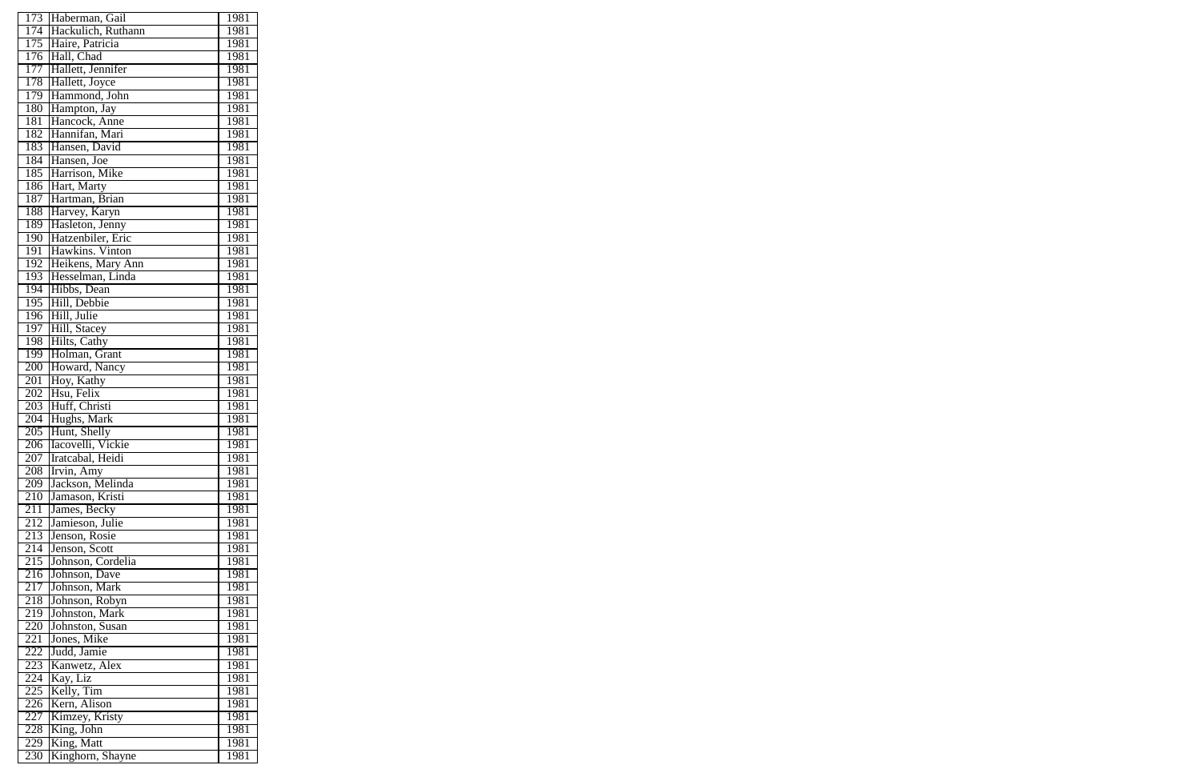| | | |
|---|---|---|
| 173 | Haberman, Gail | 1981 |
| 174 | Hackulich, Ruthann | 1981 |
| 175 | Haire, Patricia | 1981 |
| 176 | Hall, Chad | 1981 |
| 177 | Hallett, Jennifer | 1981 |
| 178 | Hallett, Joyce | 1981 |
| 179 | Hammond, John | 1981 |
| 180 | Hampton, Jay | 1981 |
| 181 | Hancock, Anne | 1981 |
| 182 | Hannifan, Mari | 1981 |
| 183 | Hansen, David | 1981 |
| 184 | Hansen, Joe | 1981 |
| 185 | Harrison, Mike | 1981 |
| 186 | Hart, Marty | 1981 |
| 187 | Hartman, Brian | 1981 |
| 188 | Harvey, Karyn | 1981 |
| 189 | Hasleton, Jenny | 1981 |
| 190 | Hatzenbiler, Eric | 1981 |
| 191 | Hawkins. Vinton | 1981 |
| 192 | Heikens, Mary Ann | 1981 |
| 193 | Hesselman, Linda | 1981 |
| 194 | Hibbs, Dean | 1981 |
| 195 | Hill, Debbie | 1981 |
| 196 | Hill, Julie | 1981 |
| 197 | Hill, Stacey | 1981 |
| 198 | Hilts, Cathy | 1981 |
| 199 | Holman, Grant | 1981 |
| 200 | Howard, Nancy | 1981 |
| 201 | Hoy, Kathy | 1981 |
| 202 | Hsu, Felix | 1981 |
| 203 | Huff, Christi | 1981 |
| 204 | Hughs, Mark | 1981 |
| 205 | Hunt, Shelly | 1981 |
| 206 | Iacovelli, Vickie | 1981 |
| 207 | Iratcabal, Heidi | 1981 |
| 208 | Irvin, Amy | 1981 |
| 209 | Jackson, Melinda | 1981 |
| 210 | Jamason, Kristi | 1981 |
| 211 | James, Becky | 1981 |
| 212 | Jamieson, Julie | 1981 |
| 213 | Jenson, Rosie | 1981 |
| 214 | Jenson, Scott | 1981 |
| 215 | Johnson, Cordelia | 1981 |
| 216 | Johnson, Dave | 1981 |
| 217 | Johnson, Mark | 1981 |
| 218 | Johnson, Robyn | 1981 |
| 219 | Johnston, Mark | 1981 |
| 220 | Johnston, Susan | 1981 |
| 221 | Jones, Mike | 1981 |
| 222 | Judd, Jamie | 1981 |
| 223 | Kanwetz, Alex | 1981 |
| 224 | Kay, Liz | 1981 |
| 225 | Kelly, Tim | 1981 |
| 226 | Kern, Alison | 1981 |
| 227 | Kimzey, Kristy | 1981 |
| 228 | King, John | 1981 |
| 229 | King, Matt | 1981 |
| 230 | Kinghorn, Shayne | 1981 |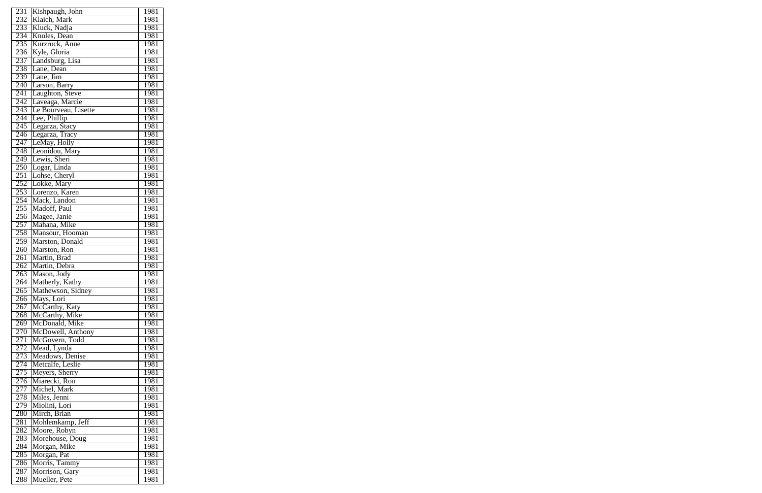| 231 | Kishpaugh, John | 1981 |
|---|---|---|
| 232 | Klaich, Mark | 1981 |
| 233 | Kluck, Nadja | 1981 |
| 234 | Knoles, Dean | 1981 |
| 235 | Kurzrock, Anne | 1981 |
| 236 | Kyle, Gloria | 1981 |
| 237 | Landsburg, Lisa | 1981 |
| 238 | Lane, Dean | 1981 |
| 239 | Lane, Jim | 1981 |
| 240 | Larson, Barry | 1981 |
| 241 | Laughton, Steve | 1981 |
| 242 | Laveaga, Marcie | 1981 |
| 243 | Le Bourveau, Lisette | 1981 |
| 244 | Lee, Phillip | 1981 |
| 245 | Legarza, Stacy | 1981 |
| 246 | Legarza, Tracy | 1981 |
| 247 | LeMay, Holly | 1981 |
| 248 | Leonidou, Mary | 1981 |
| 249 | Lewis, Sheri | 1981 |
| 250 | Logar, Linda | 1981 |
| 251 | Lohse, Cheryl | 1981 |
| 252 | Lokke, Mary | 1981 |
| 253 | Lorenzo, Karen | 1981 |
| 254 | Mack, Landon | 1981 |
| 255 | Madoff, Paul | 1981 |
| 256 | Magee, Janie | 1981 |
| 257 | Mahana, Mike | 1981 |
| 258 | Mansour, Hooman | 1981 |
| 259 | Marston, Donald | 1981 |
| 260 | Marston, Ron | 1981 |
| 261 | Martin, Brad | 1981 |
| 262 | Martin, Debra | 1981 |
| 263 | Mason, Jody | 1981 |
| 264 | Matherly, Kathy | 1981 |
| 265 | Mathewson, Sidney | 1981 |
| 266 | Mays, Lori | 1981 |
| 267 | McCarthy, Katy | 1981 |
| 268 | McCarthy, Mike | 1981 |
| 269 | McDonald, Mike | 1981 |
| 270 | McDowell, Anthony | 1981 |
| 271 | McGovern, Todd | 1981 |
| 272 | Mead, Lynda | 1981 |
| 273 | Meadows, Denise | 1981 |
| 274 | Metcalfe, Leslie | 1981 |
| 275 | Meyers, Sherry | 1981 |
| 276 | Miarecki, Ron | 1981 |
| 277 | Michel, Mark | 1981 |
| 278 | Miles, Jenni | 1981 |
| 279 | Miolini, Lori | 1981 |
| 280 | Mirch, Brian | 1981 |
| 281 | Mohlemkamp, Jeff | 1981 |
| 282 | Moore, Robyn | 1981 |
| 283 | Morehouse, Doug | 1981 |
| 284 | Morgan, Mike | 1981 |
| 285 | Morgan, Pat | 1981 |
| 286 | Morris, Tammy | 1981 |
| 287 | Morrison, Gary | 1981 |
| 288 | Mueller, Pete | 1981 |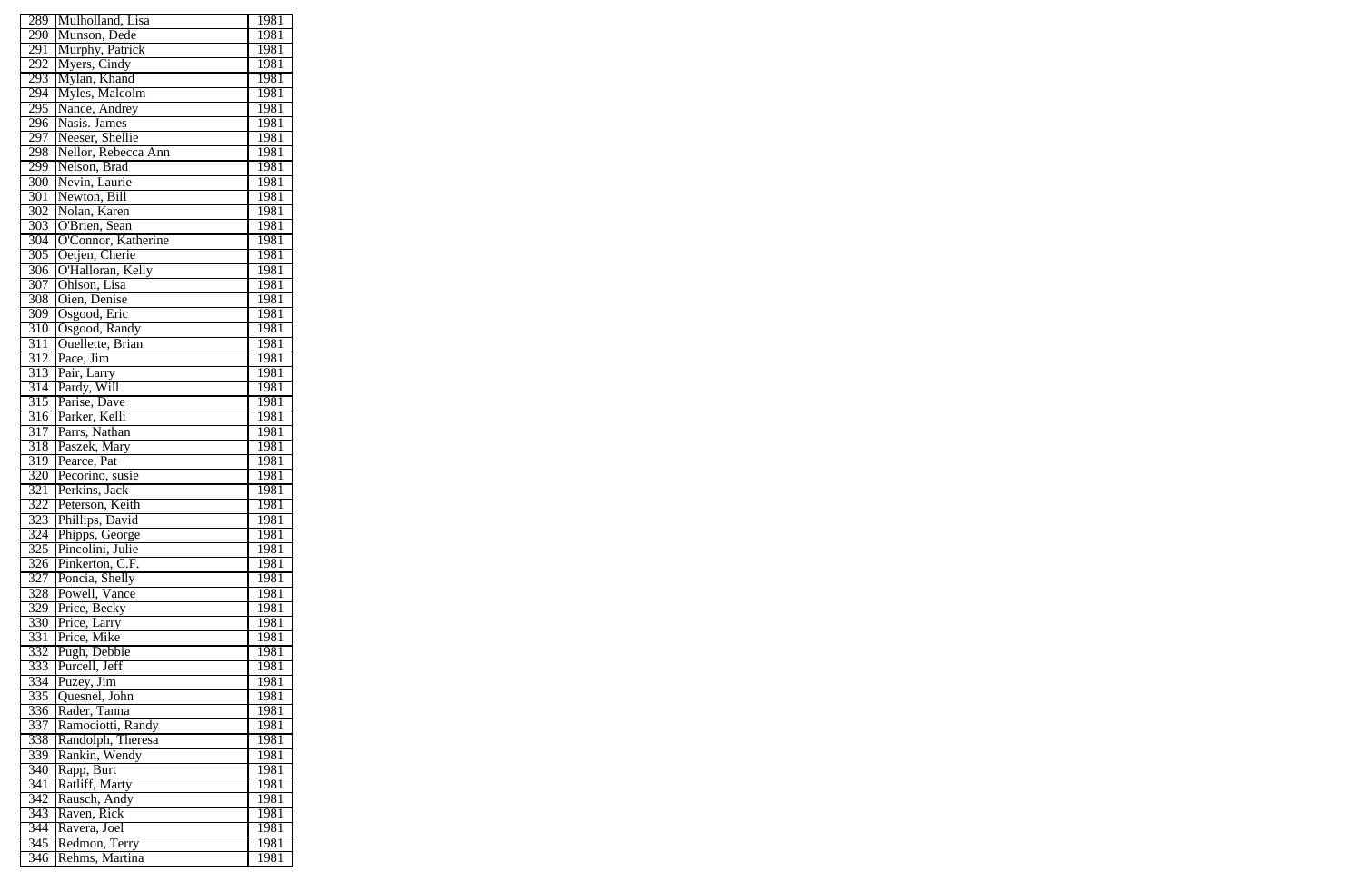| 289 | Mulholland, Lisa | 1981 |
|---|---|---|
| 290 | Munson, Dede | 1981 |
| 291 | Murphy, Patrick | 1981 |
| 292 | Myers, Cindy | 1981 |
| 293 | Mylan, Khand | 1981 |
| 294 | Myles, Malcolm | 1981 |
| 295 | Nance, Andrey | 1981 |
| 296 | Nasis. James | 1981 |
| 297 | Neeser, Shellie | 1981 |
| 298 | Nellor, Rebecca Ann | 1981 |
| 299 | Nelson, Brad | 1981 |
| 300 | Nevin, Laurie | 1981 |
| 301 | Newton, Bill | 1981 |
| 302 | Nolan, Karen | 1981 |
| 303 | O'Brien, Sean | 1981 |
| 304 | O'Connor, Katherine | 1981 |
| 305 | Oetjen, Cherie | 1981 |
| 306 | O'Halloran, Kelly | 1981 |
| 307 | Ohlson, Lisa | 1981 |
| 308 | Oien, Denise | 1981 |
| 309 | Osgood, Eric | 1981 |
| 310 | Osgood, Randy | 1981 |
| 311 | Ouellette, Brian | 1981 |
| 312 | Pace, Jim | 1981 |
| 313 | Pair, Larry | 1981 |
| 314 | Pardy, Will | 1981 |
| 315 | Parise, Dave | 1981 |
| 316 | Parker, Kelli | 1981 |
| 317 | Parrs, Nathan | 1981 |
| 318 | Paszek, Mary | 1981 |
| 319 | Pearce, Pat | 1981 |
| 320 | Pecorino, susie | 1981 |
| 321 | Perkins, Jack | 1981 |
| 322 | Peterson, Keith | 1981 |
| 323 | Phillips, David | 1981 |
| 324 | Phipps, George | 1981 |
| 325 | Pincolini, Julie | 1981 |
| 326 | Pinkerton, C.F. | 1981 |
| 327 | Poncia, Shelly | 1981 |
| 328 | Powell, Vance | 1981 |
| 329 | Price, Becky | 1981 |
| 330 | Price, Larry | 1981 |
| 331 | Price, Mike | 1981 |
| 332 | Pugh, Debbie | 1981 |
| 333 | Purcell, Jeff | 1981 |
| 334 | Puzey, Jim | 1981 |
| 335 | Quesnel, John | 1981 |
| 336 | Rader, Tanna | 1981 |
| 337 | Ramociotti, Randy | 1981 |
| 338 | Randolph, Theresa | 1981 |
| 339 | Rankin, Wendy | 1981 |
| 340 | Rapp, Burt | 1981 |
| 341 | Ratliff, Marty | 1981 |
| 342 | Rausch, Andy | 1981 |
| 343 | Raven, Rick | 1981 |
| 344 | Ravera, Joel | 1981 |
| 345 | Redmon, Terry | 1981 |
| 346 | Rehms, Martina | 1981 |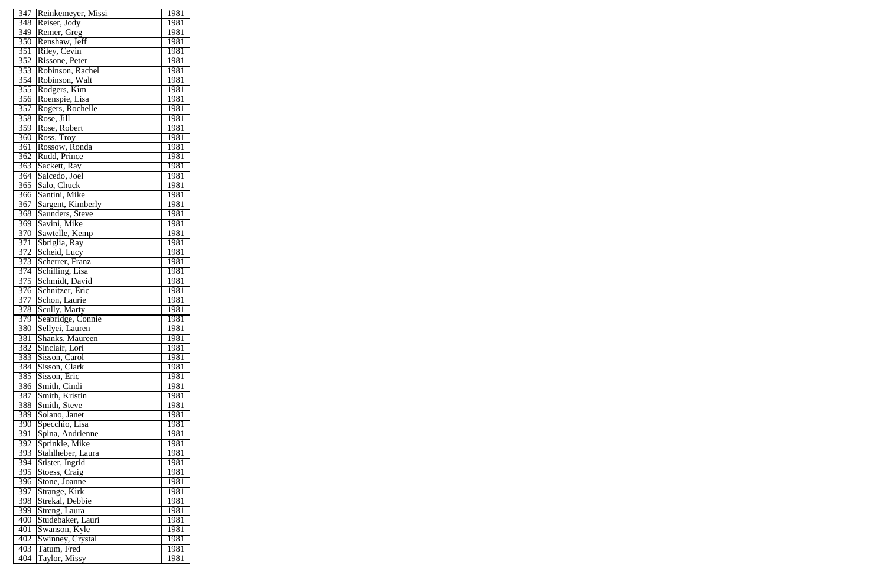| 347 | Reinkemeyer, Missi | 1981 |
|---|---|---|
| 348 | Reiser, Jody | 1981 |
| 349 | Remer, Greg | 1981 |
| 350 | Renshaw, Jeff | 1981 |
| 351 | Riley, Cevin | 1981 |
| 352 | Rissone, Peter | 1981 |
| 353 | Robinson, Rachel | 1981 |
| 354 | Robinson, Walt | 1981 |
| 355 | Rodgers, Kim | 1981 |
| 356 | Roenspie, Lisa | 1981 |
| 357 | Rogers, Rochelle | 1981 |
| 358 | Rose, Jill | 1981 |
| 359 | Rose, Robert | 1981 |
| 360 | Ross, Troy | 1981 |
| 361 | Rossow, Ronda | 1981 |
| 362 | Rudd, Prince | 1981 |
| 363 | Sackett, Ray | 1981 |
| 364 | Salcedo, Joel | 1981 |
| 365 | Salo, Chuck | 1981 |
| 366 | Santini, Mike | 1981 |
| 367 | Sargent, Kimberly | 1981 |
| 368 | Saunders, Steve | 1981 |
| 369 | Savini, Mike | 1981 |
| 370 | Sawtelle, Kemp | 1981 |
| 371 | Sbriglia, Ray | 1981 |
| 372 | Scheid, Lucy | 1981 |
| 373 | Scherrer, Franz | 1981 |
| 374 | Schilling, Lisa | 1981 |
| 375 | Schmidt, David | 1981 |
| 376 | Schnitzer, Eric | 1981 |
| 377 | Schon, Laurie | 1981 |
| 378 | Scully, Marty | 1981 |
| 379 | Seabridge, Connie | 1981 |
| 380 | Sellyei, Lauren | 1981 |
| 381 | Shanks, Maureen | 1981 |
| 382 | Sinclair, Lori | 1981 |
| 383 | Sisson, Carol | 1981 |
| 384 | Sisson, Clark | 1981 |
| 385 | Sisson, Eric | 1981 |
| 386 | Smith, Cindi | 1981 |
| 387 | Smith, Kristin | 1981 |
| 388 | Smith, Steve | 1981 |
| 389 | Solano, Janet | 1981 |
| 390 | Specchio, Lisa | 1981 |
| 391 | Spina, Andrienne | 1981 |
| 392 | Sprinkle, Mike | 1981 |
| 393 | Stahlheber, Laura | 1981 |
| 394 | Stister, Ingrid | 1981 |
| 395 | Stoess, Craig | 1981 |
| 396 | Stone, Joanne | 1981 |
| 397 | Strange, Kirk | 1981 |
| 398 | Strekal, Debbie | 1981 |
| 399 | Streng, Laura | 1981 |
| 400 | Studebaker, Lauri | 1981 |
| 401 | Swanson, Kyle | 1981 |
| 402 | Swinney, Crystal | 1981 |
| 403 | Tatum, Fred | 1981 |
| 404 | Taylor, Missy | 1981 |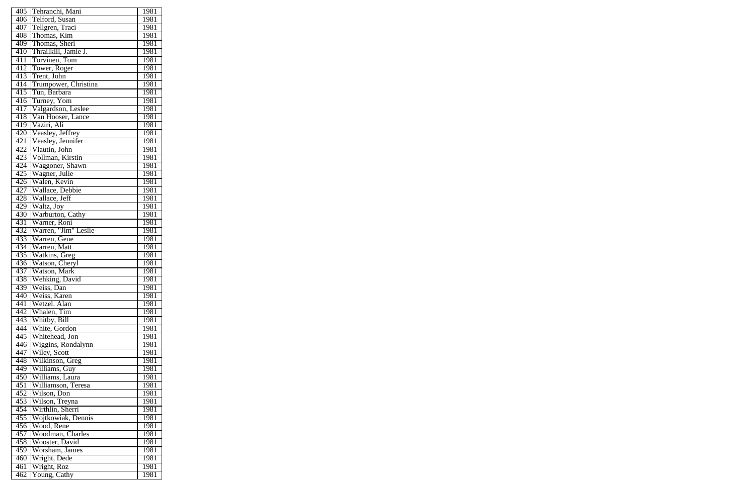| 405 | Tehranchi, Mani | 1981 |
|---|---|---|
| 406 | Telford, Susan | 1981 |
| 407 | Tellgren, Traci | 1981 |
| 408 | Thomas, Kim | 1981 |
| 409 | Thomas, Sheri | 1981 |
| 410 | Thrailkill, Jamie J. | 1981 |
| 411 | Torvinen, Tom | 1981 |
| 412 | Tower, Roger | 1981 |
| 413 | Trent, John | 1981 |
| 414 | Trumpower, Christina | 1981 |
| 415 | Tun, Barbara | 1981 |
| 416 | Turney, Yom | 1981 |
| 417 | Valgardson, Leslee | 1981 |
| 418 | Van Hooser, Lance | 1981 |
| 419 | Vaziri, Ali | 1981 |
| 420 | Veasley, Jeffrey | 1981 |
| 421 | Veasley, Jennifer | 1981 |
| 422 | Vlautin, John | 1981 |
| 423 | Vollman, Kirstin | 1981 |
| 424 | Waggoner, Shawn | 1981 |
| 425 | Wagner, Julie | 1981 |
| 426 | Walen, Kevin | 1981 |
| 427 | Wallace, Debbie | 1981 |
| 428 | Wallace, Jeff | 1981 |
| 429 | Waltz, Joy | 1981 |
| 430 | Warburton, Cathy | 1981 |
| 431 | Warner, Roni | 1981 |
| 432 | Warren, "Jim" Leslie | 1981 |
| 433 | Warren, Gene | 1981 |
| 434 | Warren, Matt | 1981 |
| 435 | Watkins, Greg | 1981 |
| 436 | Watson, Cheryl | 1981 |
| 437 | Watson, Mark | 1981 |
| 438 | Wehking, David | 1981 |
| 439 | Weiss, Dan | 1981 |
| 440 | Weiss, Karen | 1981 |
| 441 | Wetzel. Alan | 1981 |
| 442 | Whalen, Tim | 1981 |
| 443 | Whitby, Bill | 1981 |
| 444 | White, Gordon | 1981 |
| 445 | Whitehead, Jon | 1981 |
| 446 | Wiggins, Rondalynn | 1981 |
| 447 | Wiley, Scott | 1981 |
| 448 | Wilkinson, Greg | 1981 |
| 449 | Williams, Guy | 1981 |
| 450 | Williams, Laura | 1981 |
| 451 | Williamson, Teresa | 1981 |
| 452 | Wilson, Don | 1981 |
| 453 | Wilson, Treyna | 1981 |
| 454 | Wirthlin, Sherri | 1981 |
| 455 | Wojtkowiak, Dennis | 1981 |
| 456 | Wood, Rene | 1981 |
| 457 | Woodman, Charles | 1981 |
| 458 | Wooster, David | 1981 |
| 459 | Worsham, James | 1981 |
| 460 | Wright, Dede | 1981 |
| 461 | Wright, Roz | 1981 |
| 462 | Young, Cathy | 1981 |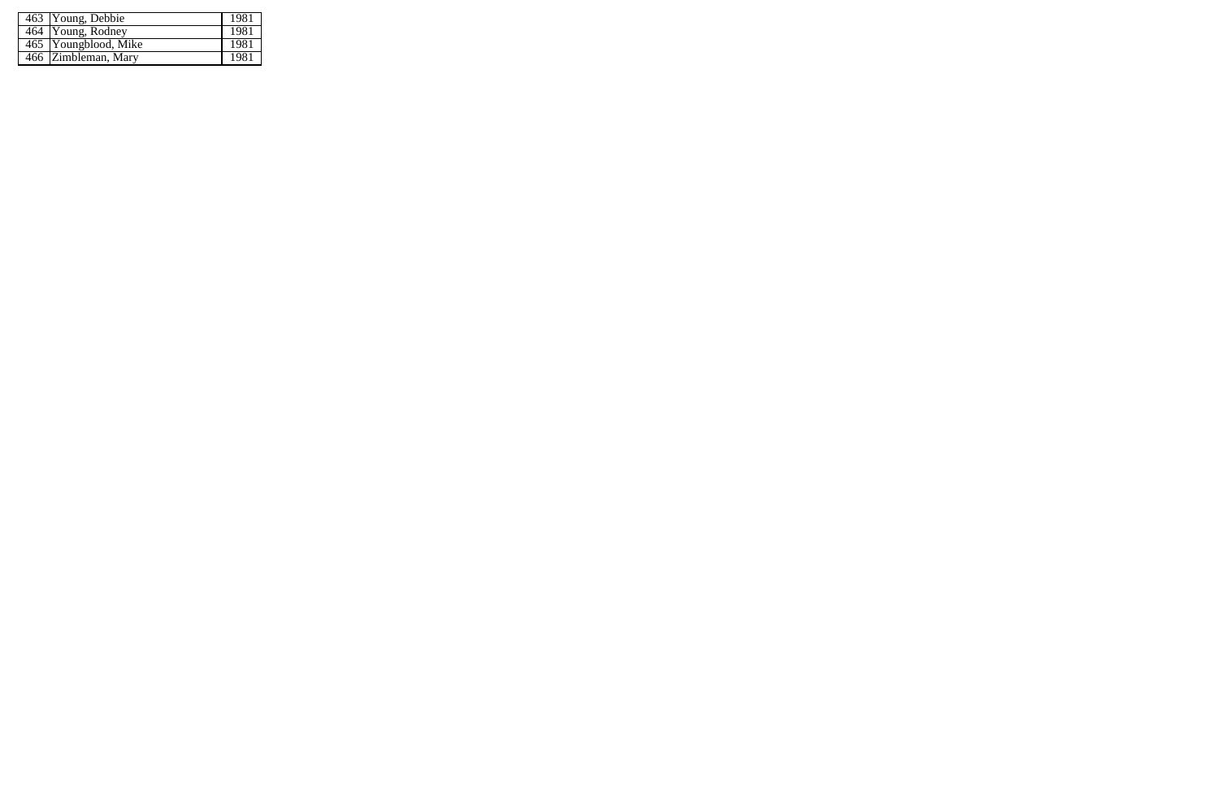| | | |
|---|---|---|
| 463 | Young, Debbie | 1981 |
| 464 | Young, Rodney | 1981 |
| 465 | Youngblood, Mike | 1981 |
| 466 | Zimbleman, Mary | 1981 |